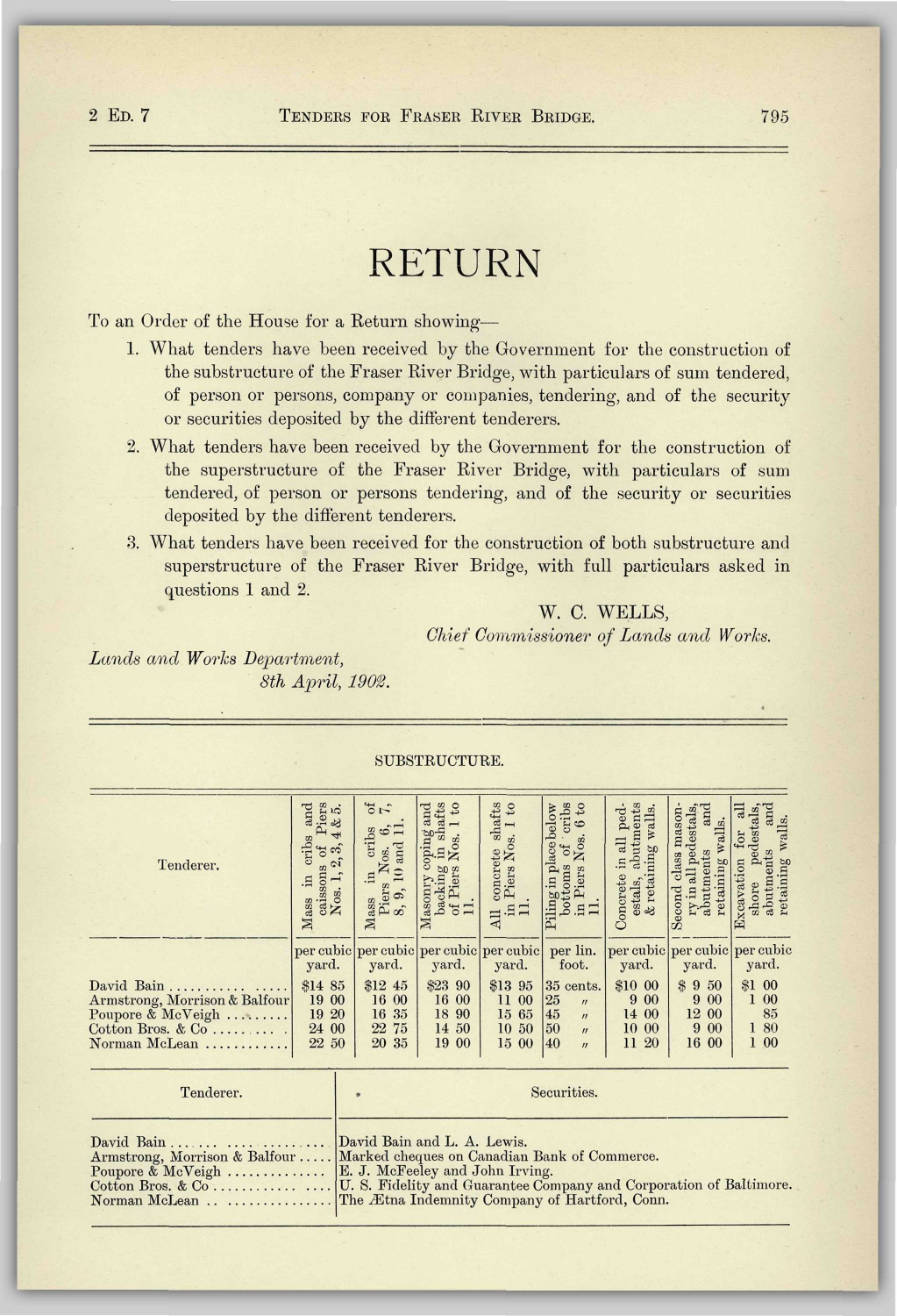# RETURN

To an Order of the House for a Return showing—

1. What tenders have been received by the Government for the construction of the substructure of the Fraser River Bridge, with particulars of sum tendered, of person or persons, company or companies, tendering, and of the security or securities deposited by the different tenderers.
2. What tenders have been received by the Government for the construction of the superstructure of the Fraser River Bridge, with particulars of sum tendered, of person or persons tendering, and of the security or securities deposited by the different tenderers.
3. What tenders have been received for the construction of both substructure and superstructure of the Fraser River Bridge, with full particulars asked in questions 1 and 2.

W. C. WELLS,
*Chief Commissioner of Lands and Works.*

*Lands and Works Department,*
*8th April, 1902.*

SUBSTRUCTURE.

| Tenderer. | Mass in cribs and caissons of Piers Nos. 1, 2, 3, 4 & 5. | Mass in cribs of Piers Nos. 6, 7, 8, 9, 10 and 11. | Masonry coping and backing in shafts of Piers Nos. 1 to 11. | All concrete shafts in Piers Nos. 1 to 11. | Piling in place below bottoms of cribs in Piers Nos. 6 to 11. | Concrete in all pedestals, abutments & retaining walls. | Second class masonry in all pedestals, abutments and retaining walls. | Excavation for all shore pedestals, abutments and retaining walls. |
|---|---|---|---|---|---|---|---|---|
| | per cubic yard. | per cubic yard. | per cubic yard. | per cubic yard. | per lin. foot. | per cubic yard. | per cubic yard. | per cubic yard. |
| David Bain | $14 85 | $12 45 | $23 90 | $13 95 | 35 cents. | $10 00 | $ 9 50 | $1 00 |
| Armstrong, Morrison & Balfour | 19 00 | 16 00 | 16 00 | 11 00 | 25 " | 9 00 | 9 00 | 1 00 |
| Poupore & McVeigh | 19 20 | 16 35 | 18 90 | 15 65 | 45 " | 14 00 | 12 00 | 85 |
| Cotton Bros. & Co | 24 00 | 22 75 | 14 50 | 10 50 | 50 " | 10 00 | 9 00 | 1 80 |
| Norman McLean | 22 50 | 20 35 | 19 00 | 15 00 | 40 " | 11 20 | 16 00 | 1 00 |

| Tenderer. | Securities. |
|---|---|
| David Bain | David Bain and L. A. Lewis. |
| Armstrong, Morrison & Balfour | Marked cheques on Canadian Bank of Commerce. |
| Poupore & McVeigh | E. J. McFeeley and John Irving. |
| Cotton Bros. & Co | U. S. Fidelity and Guarantee Company and Corporation of Baltimore. |
| Norman McLean | The Ætna Indemnity Company of Hartford, Conn. |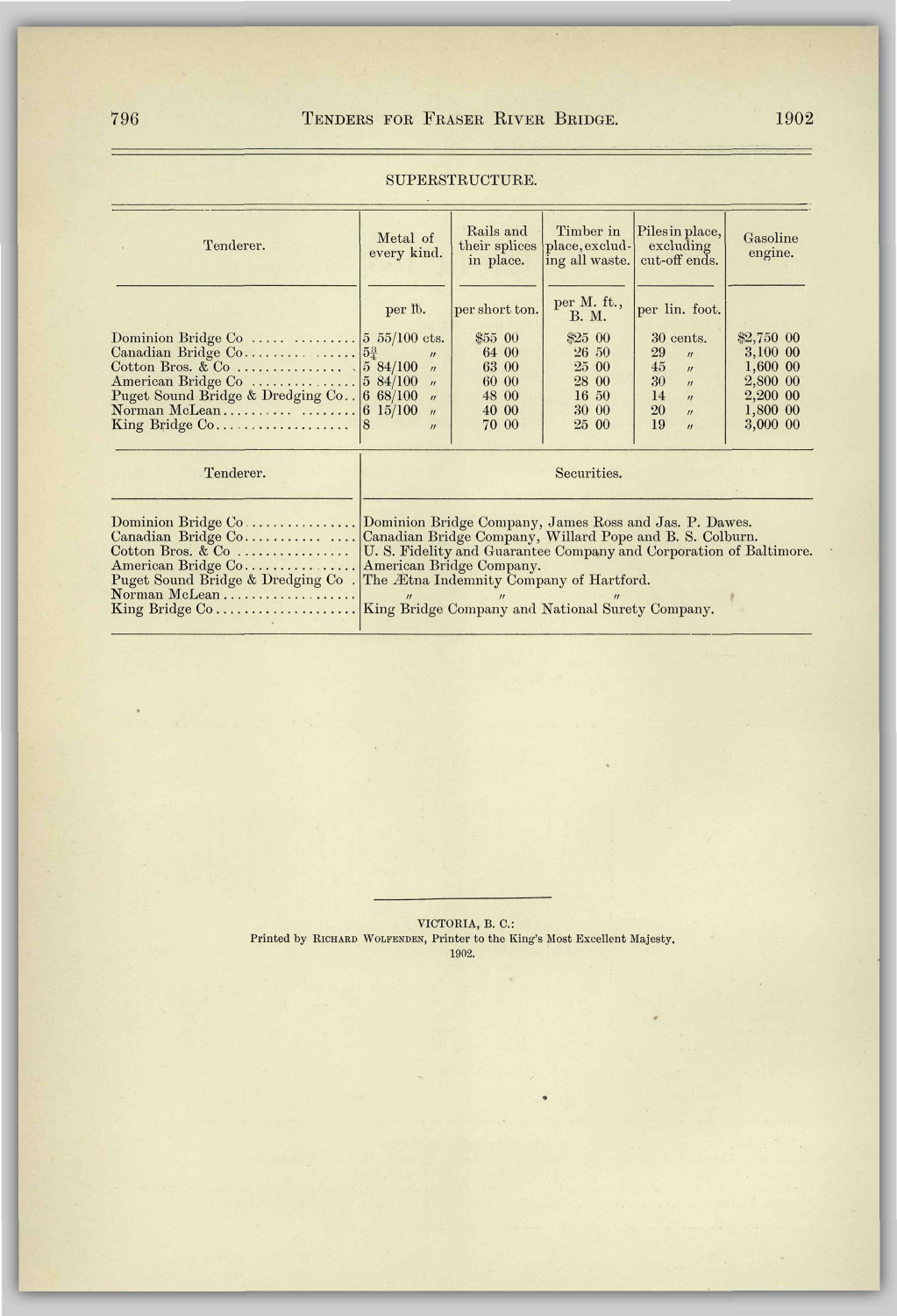## SUPERSTRUCTURE.

| Tenderer. | Metal of every kind. | Rails and their splices in place. | Timber in place, excluding all waste. | Piles in place, excluding cut-off ends. | Gasoline engine. |
|---|---|---|---|---|---|
| | per lb. | per short ton. | per M. ft., B. M. | per lin. foot. | |
| Dominion Bridge Co | 5 55/100 cts. | $55 00 | $25 00 | 30 cents. | $2,750 00 |
| Canadian Bridge Co | 5¾ 〃 | 64 00 | 26 50 | 29 〃 | 3,100 00 |
| Cotton Bros. & Co | 5 84/100 〃 | 63 00 | 25 00 | 45 〃 | 1,600 00 |
| American Bridge Co | 5 84/100 〃 | 60 00 | 28 00 | 30 〃 | 2,800 00 |
| Puget Sound Bridge & Dredging Co | 6 68/100 〃 | 48 00 | 16 50 | 14 〃 | 2,200 00 |
| Norman McLean | 6 15/100 〃 | 40 00 | 30 00 | 20 〃 | 1,800 00 |
| King Bridge Co | 8 〃 | 70 00 | 25 00 | 19 〃 | 3,000 00 |

| Tenderer. | Securities. |
|---|---|
| Dominion Bridge Co | Dominion Bridge Company, James Ross and Jas. P. Dawes. |
| Canadian Bridge Co | Canadian Bridge Company, Willard Pope and B. S. Colburn. |
| Cotton Bros. & Co | U. S. Fidelity and Guarantee Company and Corporation of Baltimore. |
| American Bridge Co | American Bridge Company. |
| Puget Sound Bridge & Dredging Co | The Ætna Indemnity Company of Hartford. |
| Norman McLean | 〃 〃 〃 |
| King Bridge Co | King Bridge Company and National Surety Company. |

---

VICTORIA, B. C.:
Printed by RICHARD WOLFENDEN, Printer to the King's Most Excellent Majesty.
1902.